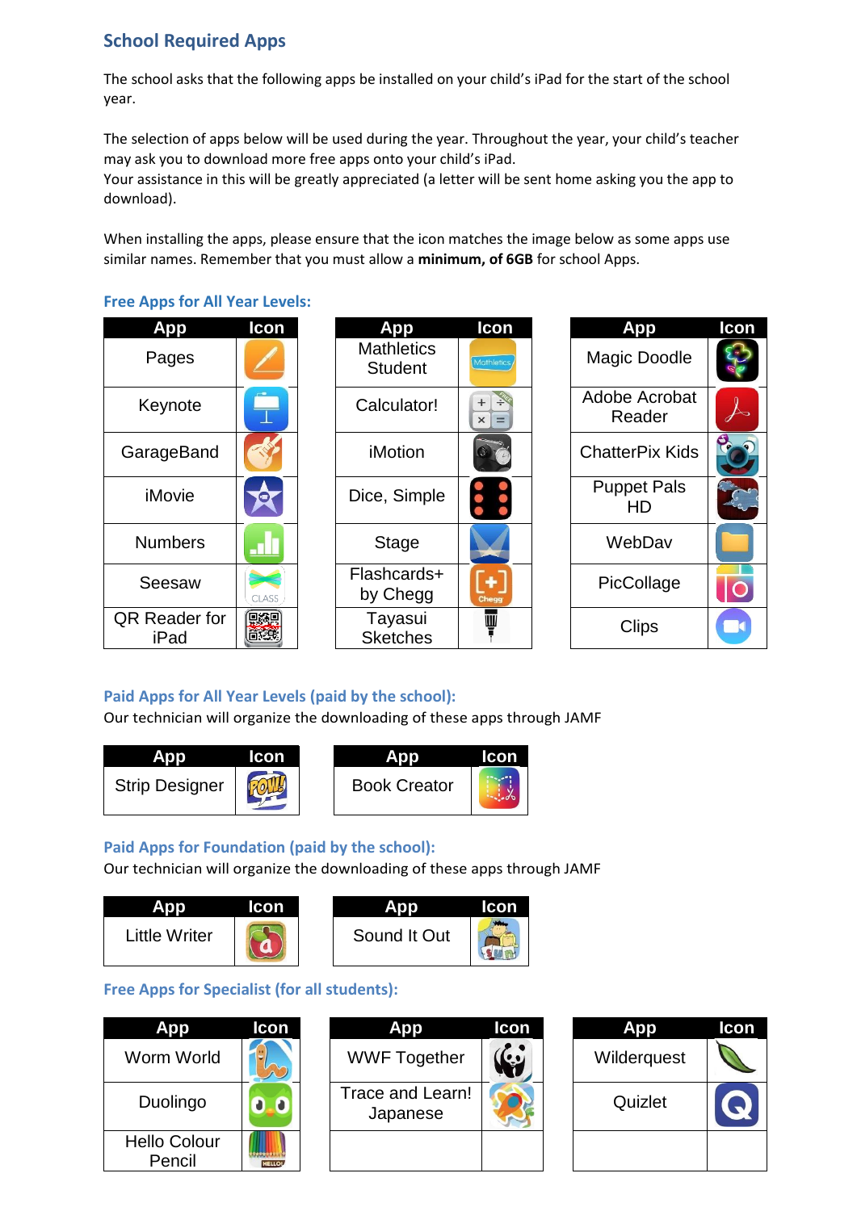## School Required Apps

The school asks that the following apps be installed on your child's iPad for the start of the school year.

The selection of apps below will be used during the year. Throughout the year, your child's teacher may ask you to download more free apps onto your child's iPad.
Your assistance in this will be greatly appreciated (a letter will be sent home asking you the app to download).

When installing the apps, please ensure that the icon matches the image below as some apps use similar names. Remember that you must allow a **minimum, of 6GB** for school Apps.

### Free Apps for All Year Levels:

| App | Icon |
|---|---|
| Pages | |
| Keynote | |
| GarageBand | |
| iMovie | |
| Numbers | |
| Seesaw | |
| QR Reader for iPad | |

| App | Icon |
|---|---|
| Mathletics Student | |
| Calculator! | |
| iMotion | |
| Dice, Simple | |
| Stage | |
| Flashcards+ by Chegg | |
| Tayasui Sketches | |

| App | Icon |
|---|---|
| Magic Doodle | |
| Adobe Acrobat Reader | |
| ChatterPix Kids | |
| Puppet Pals HD | |
| WebDav | |
| PicCollage | |
| Clips | |

### Paid Apps for All Year Levels (paid by the school):

Our technician will organize the downloading of these apps through JAMF

| App | Icon |
|---|---|
| Strip Designer | |

| App | Icon |
|---|---|
| Book Creator | |

### Paid Apps for Foundation (paid by the school):

Our technician will organize the downloading of these apps through JAMF

| App | Icon |
|---|---|
| Little Writer | |

| App | Icon |
|---|---|
| Sound It Out | |

### Free Apps for Specialist (for all students):

| App | Icon |
|---|---|
| Worm World | |
| Duolingo | |
| Hello Colour Pencil | |

| App | Icon |
|---|---|
| WWF Together | |
| Trace and Learn! Japanese | |
| | |

| App | Icon |
|---|---|
| Wilderquest | |
| Quizlet | |
| | |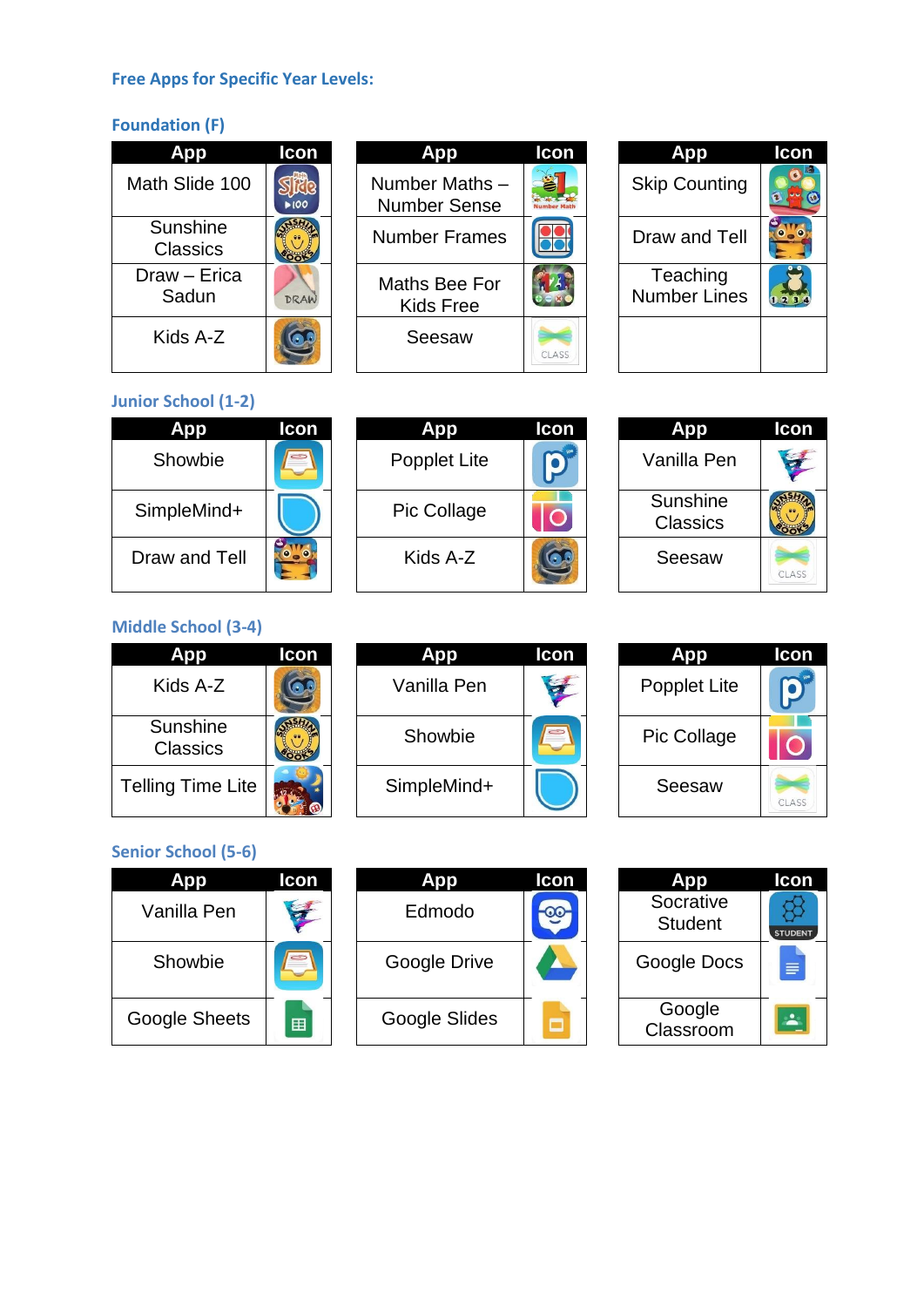### Free Apps for Specific Year Levels:

#### Foundation (F)

| App | Icon |
| --- | --- |
| Math Slide 100 | |
| Sunshine Classics | |
| Draw – Erica Sadun | |
| Kids A-Z | |

| App | Icon |
| --- | --- |
| Number Maths – Number Sense | |
| Number Frames | |
| Maths Bee For Kids Free | |
| Seesaw | |

| App | Icon |
| --- | --- |
| Skip Counting | |
| Draw and Tell | |
| Teaching Number Lines | |
| | |

#### Junior School (1-2)

| App | Icon |
| --- | --- |
| Showbie | |
| SimpleMind+ | |
| Draw and Tell | |

| App | Icon |
| --- | --- |
| Popplet Lite | |
| Pic Collage | |
| Kids A-Z | |

| App | Icon |
| --- | --- |
| Vanilla Pen | |
| Sunshine Classics | |
| Seesaw | |

#### Middle School (3-4)

| App | Icon |
| --- | --- |
| Kids A-Z | |
| Sunshine Classics | |
| Telling Time Lite | |

| App | Icon |
| --- | --- |
| Vanilla Pen | |
| Showbie | |
| SimpleMind+ | |

| App | Icon |
| --- | --- |
| Popplet Lite | |
| Pic Collage | |
| Seesaw | |

#### Senior School (5-6)

| App | Icon |
| --- | --- |
| Vanilla Pen | |
| Showbie | |
| Google Sheets | |

| App | Icon |
| --- | --- |
| Edmodo | |
| Google Drive | |
| Google Slides | |

| App | Icon |
| --- | --- |
| Socrative Student | |
| Google Docs | |
| Google Classroom | |